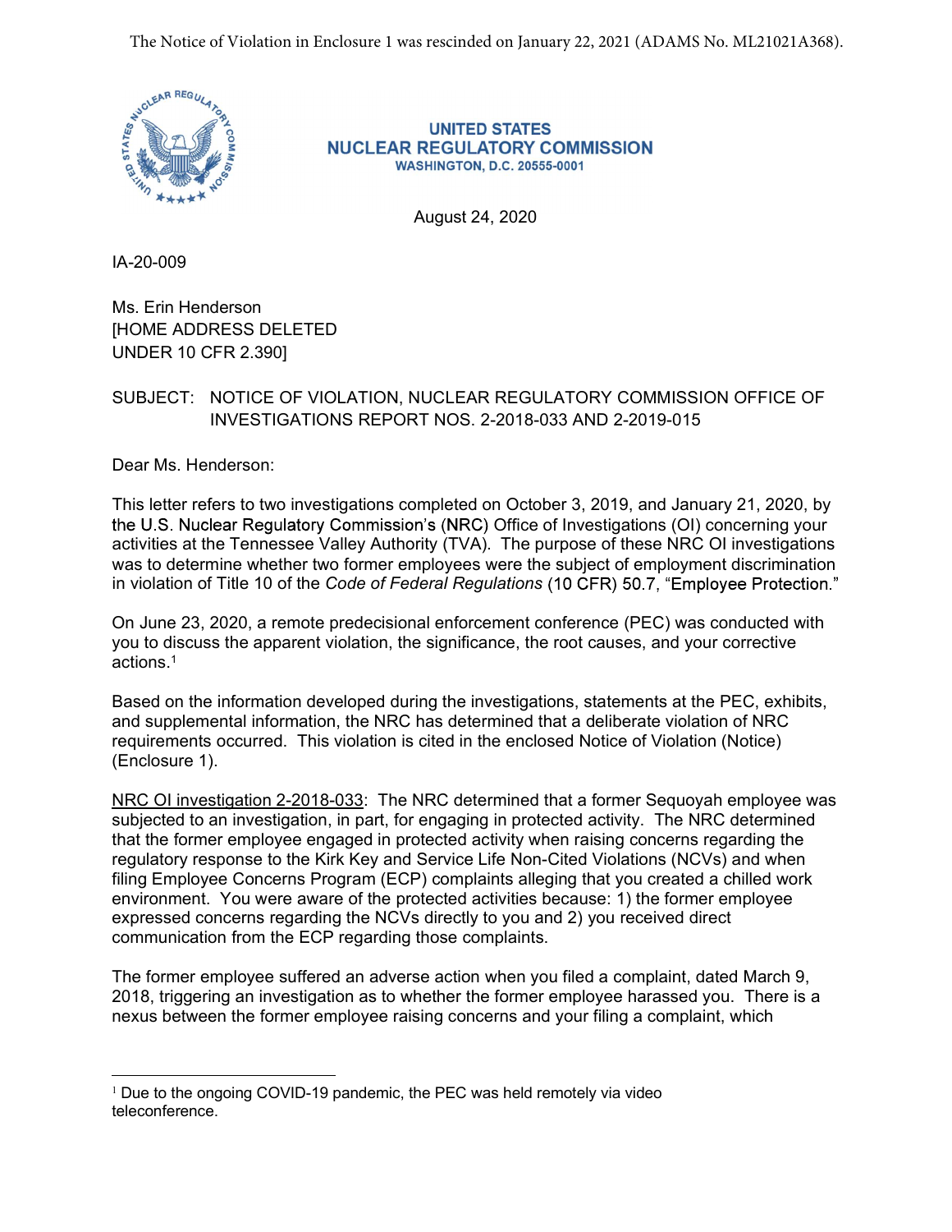The Notice of Violation in Enclosure 1 was rescinded on January 22, 2021 (ADAMS No. ML21021A368).

UNITED STATES
NUCLEAR REGULATORY COMMISSION
WASHINGTON, D.C. 20555-0001

August 24, 2020

IA-20-009

Ms. Erin Henderson
[HOME ADDRESS DELETED
UNDER 10 CFR 2.390]

SUBJECT: NOTICE OF VIOLATION, NUCLEAR REGULATORY COMMISSION OFFICE OF INVESTIGATIONS REPORT NOS. 2-2018-033 AND 2-2019-015

Dear Ms. Henderson:

This letter refers to two investigations completed on October 3, 2019, and January 21, 2020, by the U.S. Nuclear Regulatory Commission's (NRC) Office of Investigations (OI) concerning your activities at the Tennessee Valley Authority (TVA). The purpose of these NRC OI investigations was to determine whether two former employees were the subject of employment discrimination in violation of Title 10 of the *Code of Federal Regulations* (10 CFR) 50.7, "Employee Protection."

On June 23, 2020, a remote predecisional enforcement conference (PEC) was conducted with you to discuss the apparent violation, the significance, the root causes, and your corrective actions.[1]

Based on the information developed during the investigations, statements at the PEC, exhibits, and supplemental information, the NRC has determined that a deliberate violation of NRC requirements occurred. This violation is cited in the enclosed Notice of Violation (Notice) (Enclosure 1).

<u>NRC OI investigation 2-2018-033</u>: The NRC determined that a former Sequoyah employee was subjected to an investigation, in part, for engaging in protected activity. The NRC determined that the former employee engaged in protected activity when raising concerns regarding the regulatory response to the Kirk Key and Service Life Non-Cited Violations (NCVs) and when filing Employee Concerns Program (ECP) complaints alleging that you created a chilled work environment. You were aware of the protected activities because: 1) the former employee expressed concerns regarding the NCVs directly to you and 2) you received direct communication from the ECP regarding those complaints.

The former employee suffered an adverse action when you filed a complaint, dated March 9, 2018, triggering an investigation as to whether the former employee harassed you. There is a nexus between the former employee raising concerns and your filing a complaint, which

[1] Due to the ongoing COVID-19 pandemic, the PEC was held remotely via video teleconference.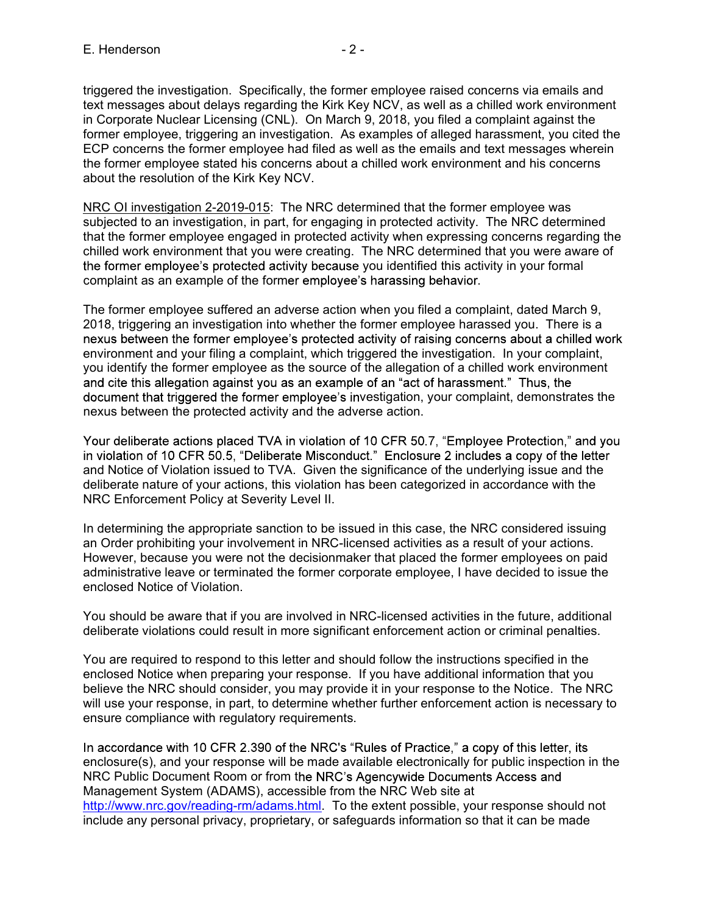triggered the investigation. Specifically, the former employee raised concerns via emails and text messages about delays regarding the Kirk Key NCV, as well as a chilled work environment in Corporate Nuclear Licensing (CNL). On March 9, 2018, you filed a complaint against the former employee, triggering an investigation. As examples of alleged harassment, you cited the ECP concerns the former employee had filed as well as the emails and text messages wherein the former employee stated his concerns about a chilled work environment and his concerns about the resolution of the Kirk Key NCV.

NRC OI investigation 2-2019-015: The NRC determined that the former employee was subjected to an investigation, in part, for engaging in protected activity. The NRC determined that the former employee engaged in protected activity when expressing concerns regarding the chilled work environment that you were creating. The NRC determined that you were aware of the former employee's protected activity because you identified this activity in your formal complaint as an example of the former employee's harassing behavior.

The former employee suffered an adverse action when you filed a complaint, dated March 9, 2018, triggering an investigation into whether the former employee harassed you. There is a nexus between the former employee's protected activity of raising concerns about a chilled work environment and your filing a complaint, which triggered the investigation. In your complaint, you identify the former employee as the source of the allegation of a chilled work environment and cite this allegation against you as an example of an "act of harassment." Thus, the document that triggered the former employee's investigation, your complaint, demonstrates the nexus between the protected activity and the adverse action.

Your deliberate actions placed TVA in violation of 10 CFR 50.7, "Employee Protection," and you in violation of 10 CFR 50.5, "Deliberate Misconduct." Enclosure 2 includes a copy of the letter and Notice of Violation issued to TVA. Given the significance of the underlying issue and the deliberate nature of your actions, this violation has been categorized in accordance with the NRC Enforcement Policy at Severity Level II.

In determining the appropriate sanction to be issued in this case, the NRC considered issuing an Order prohibiting your involvement in NRC-licensed activities as a result of your actions. However, because you were not the decisionmaker that placed the former employees on paid administrative leave or terminated the former corporate employee, I have decided to issue the enclosed Notice of Violation.

You should be aware that if you are involved in NRC-licensed activities in the future, additional deliberate violations could result in more significant enforcement action or criminal penalties.

You are required to respond to this letter and should follow the instructions specified in the enclosed Notice when preparing your response. If you have additional information that you believe the NRC should consider, you may provide it in your response to the Notice. The NRC will use your response, in part, to determine whether further enforcement action is necessary to ensure compliance with regulatory requirements.

In accordance with 10 CFR 2.390 of the NRC's "Rules of Practice," a copy of this letter, its enclosure(s), and your response will be made available electronically for public inspection in the NRC Public Document Room or from the NRC's Agencywide Documents Access and Management System (ADAMS), accessible from the NRC Web site at http://www.nrc.gov/reading-rm/adams.html. To the extent possible, your response should not include any personal privacy, proprietary, or safeguards information so that it can be made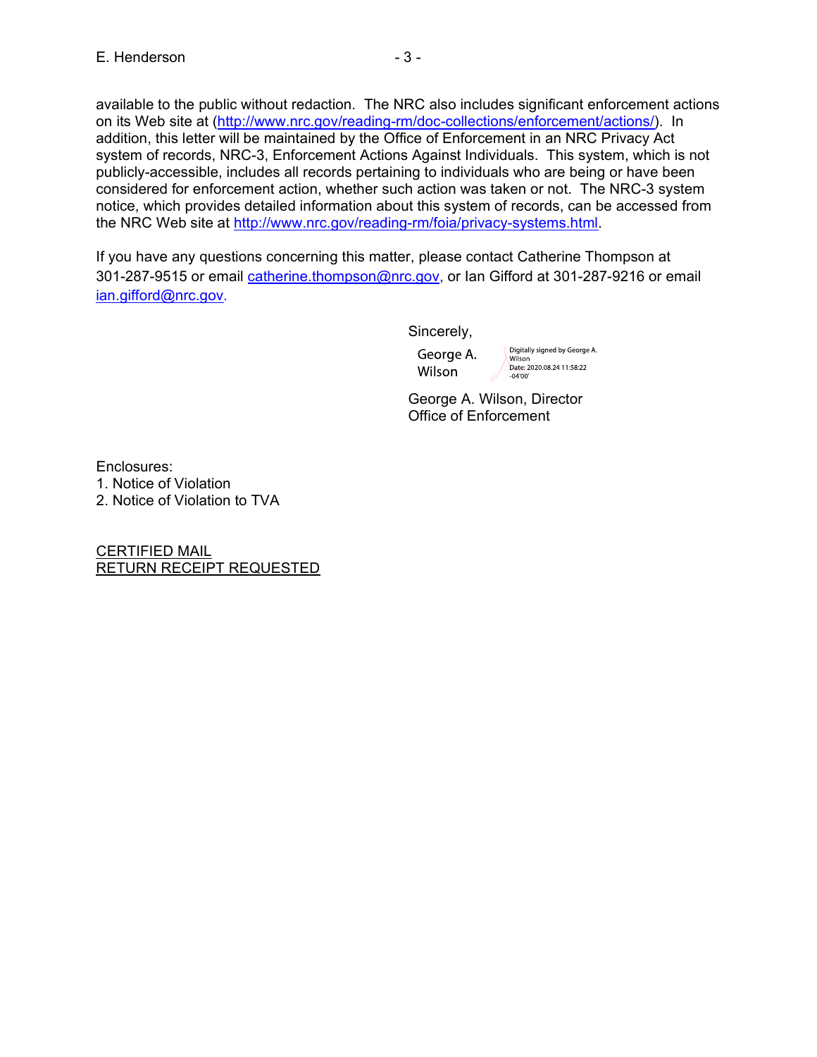available to the public without redaction. The NRC also includes significant enforcement actions on its Web site at (http://www.nrc.gov/reading-rm/doc-collections/enforcement/actions/). In addition, this letter will be maintained by the Office of Enforcement in an NRC Privacy Act system of records, NRC-3, Enforcement Actions Against Individuals. This system, which is not publicly-accessible, includes all records pertaining to individuals who are being or have been considered for enforcement action, whether such action was taken or not. The NRC-3 system notice, which provides detailed information about this system of records, can be accessed from the NRC Web site at http://www.nrc.gov/reading-rm/foia/privacy-systems.html.

If you have any questions concerning this matter, please contact Catherine Thompson at 301-287-9515 or email catherine.thompson@nrc.gov, or Ian Gifford at 301-287-9216 or email ian.gifford@nrc.gov.

Sincerely,

George A. Wilson — Digitally signed by George A. Wilson, Date: 2020.08.24 11:58:22 -04'00'

George A. Wilson, Director
Office of Enforcement

Enclosures:
1. Notice of Violation
2. Notice of Violation to TVA

CERTIFIED MAIL
RETURN RECEIPT REQUESTED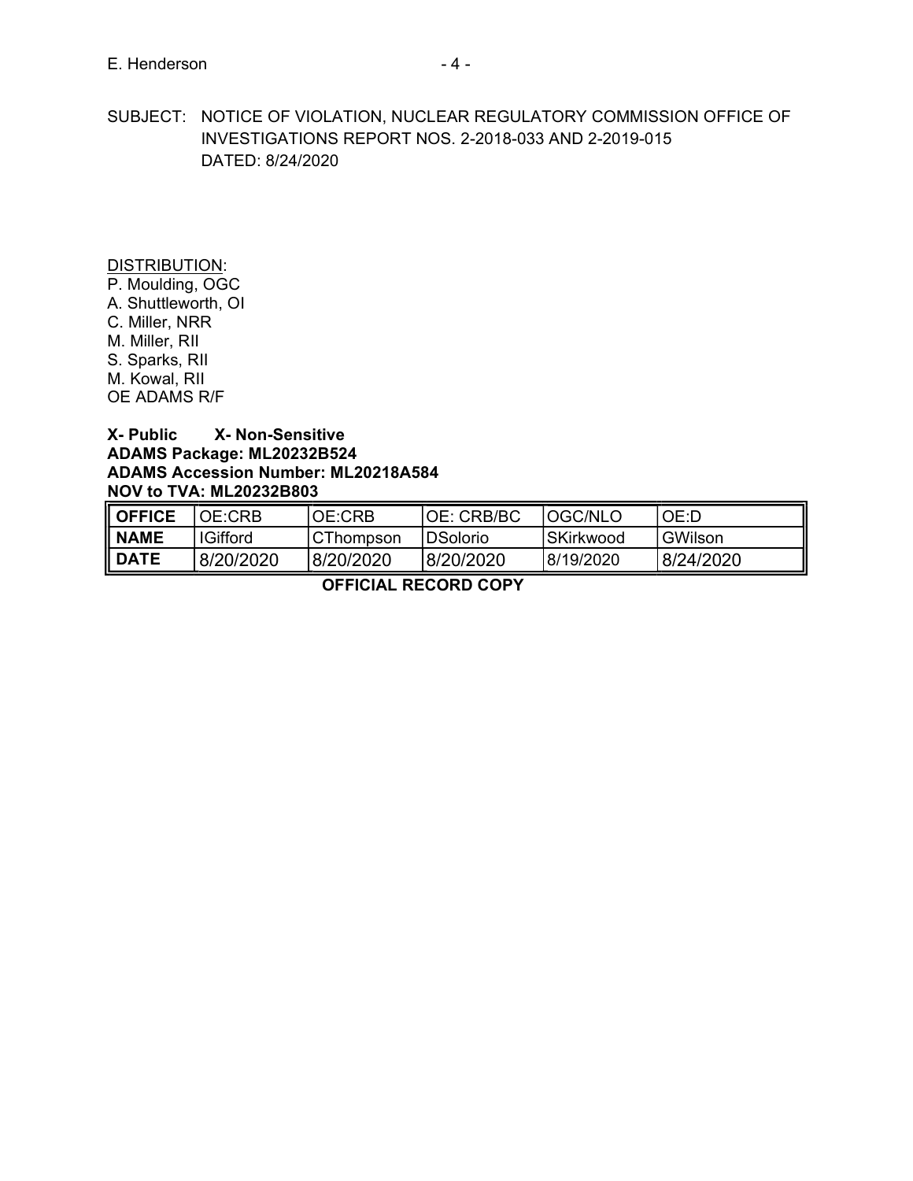SUBJECT: NOTICE OF VIOLATION, NUCLEAR REGULATORY COMMISSION OFFICE OF INVESTIGATIONS REPORT NOS. 2-2018-033 AND 2-2019-015
DATED: 8/24/2020

DISTRIBUTION:
P. Moulding, OGC
A. Shuttleworth, OI
C. Miller, NRR
M. Miller, RII
S. Sparks, RII
M. Kowal, RII
OE ADAMS R/F

**X- Public X- Non-Sensitive**
**ADAMS Package: ML20232B524**
**ADAMS Accession Number: ML20218A584**
**NOV to TVA: ML20232B803**

| **OFFICE** | OE:CRB | OE:CRB | OE: CRB/BC | OGC/NLO | OE:D |
|---|---|---|---|---|---|
| **NAME** | IGifford | CThompson | DSolorio | SKirkwood | GWilson |
| **DATE** | 8/20/2020 | 8/20/2020 | 8/20/2020 | 8/19/2020 | 8/24/2020 |

**OFFICIAL RECORD COPY**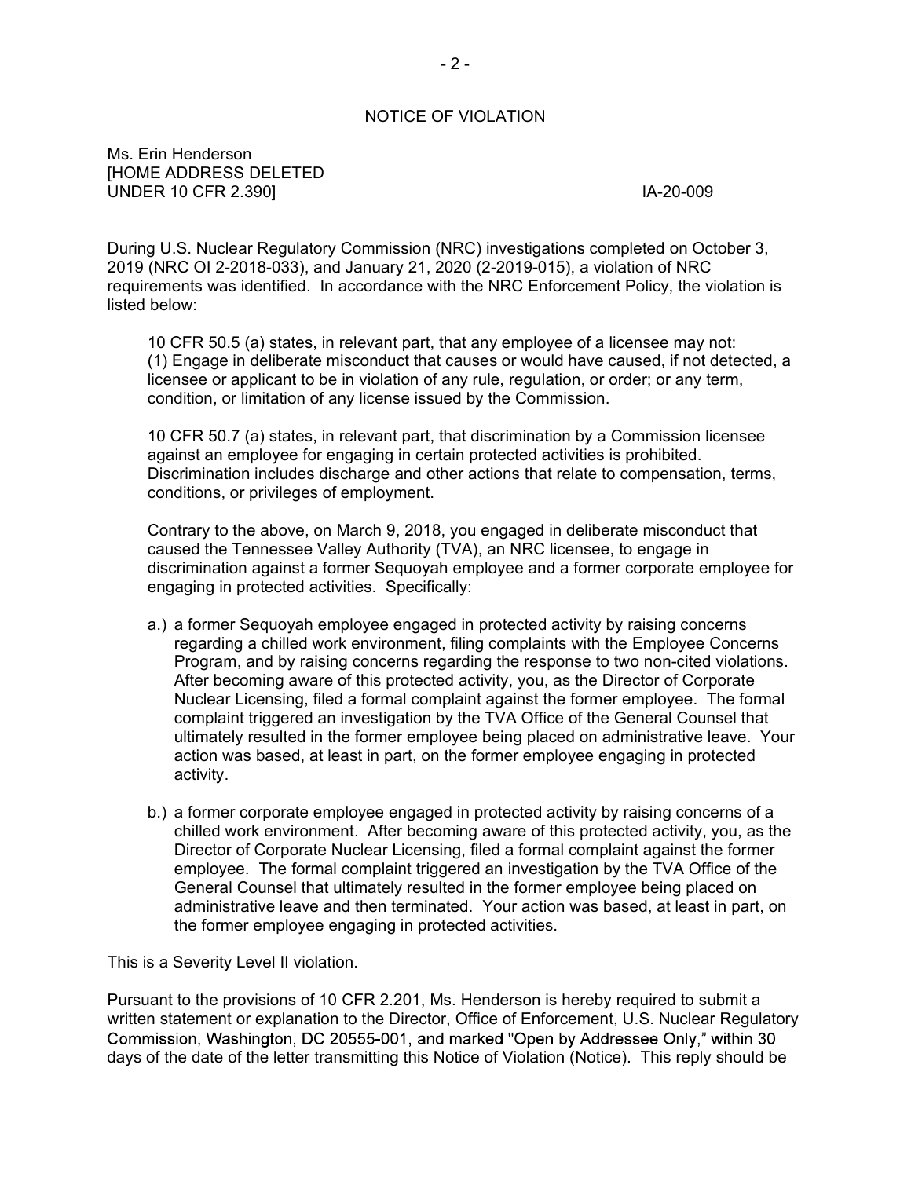# NOTICE OF VIOLATION

Ms. Erin Henderson
[HOME ADDRESS DELETED
UNDER 10 CFR 2.390]

IA-20-009

During U.S. Nuclear Regulatory Commission (NRC) investigations completed on October 3, 2019 (NRC OI 2-2018-033), and January 21, 2020 (2-2019-015), a violation of NRC requirements was identified. In accordance with the NRC Enforcement Policy, the violation is listed below:

> 10 CFR 50.5 (a) states, in relevant part, that any employee of a licensee may not: (1) Engage in deliberate misconduct that causes or would have caused, if not detected, a licensee or applicant to be in violation of any rule, regulation, or order; or any term, condition, or limitation of any license issued by the Commission.
>
> 10 CFR 50.7 (a) states, in relevant part, that discrimination by a Commission licensee against an employee for engaging in certain protected activities is prohibited. Discrimination includes discharge and other actions that relate to compensation, terms, conditions, or privileges of employment.
>
> Contrary to the above, on March 9, 2018, you engaged in deliberate misconduct that caused the Tennessee Valley Authority (TVA), an NRC licensee, to engage in discrimination against a former Sequoyah employee and a former corporate employee for engaging in protected activities. Specifically:
>
> a.) a former Sequoyah employee engaged in protected activity by raising concerns regarding a chilled work environment, filing complaints with the Employee Concerns Program, and by raising concerns regarding the response to two non-cited violations. After becoming aware of this protected activity, you, as the Director of Corporate Nuclear Licensing, filed a formal complaint against the former employee. The formal complaint triggered an investigation by the TVA Office of the General Counsel that ultimately resulted in the former employee being placed on administrative leave. Your action was based, at least in part, on the former employee engaging in protected activity.
>
> b.) a former corporate employee engaged in protected activity by raising concerns of a chilled work environment. After becoming aware of this protected activity, you, as the Director of Corporate Nuclear Licensing, filed a formal complaint against the former employee. The formal complaint triggered an investigation by the TVA Office of the General Counsel that ultimately resulted in the former employee being placed on administrative leave and then terminated. Your action was based, at least in part, on the former employee engaging in protected activities.

This is a Severity Level II violation.

Pursuant to the provisions of 10 CFR 2.201, Ms. Henderson is hereby required to submit a written statement or explanation to the Director, Office of Enforcement, U.S. Nuclear Regulatory Commission, Washington, DC 20555-001, and marked "Open by Addressee Only," within 30 days of the date of the letter transmitting this Notice of Violation (Notice). This reply should be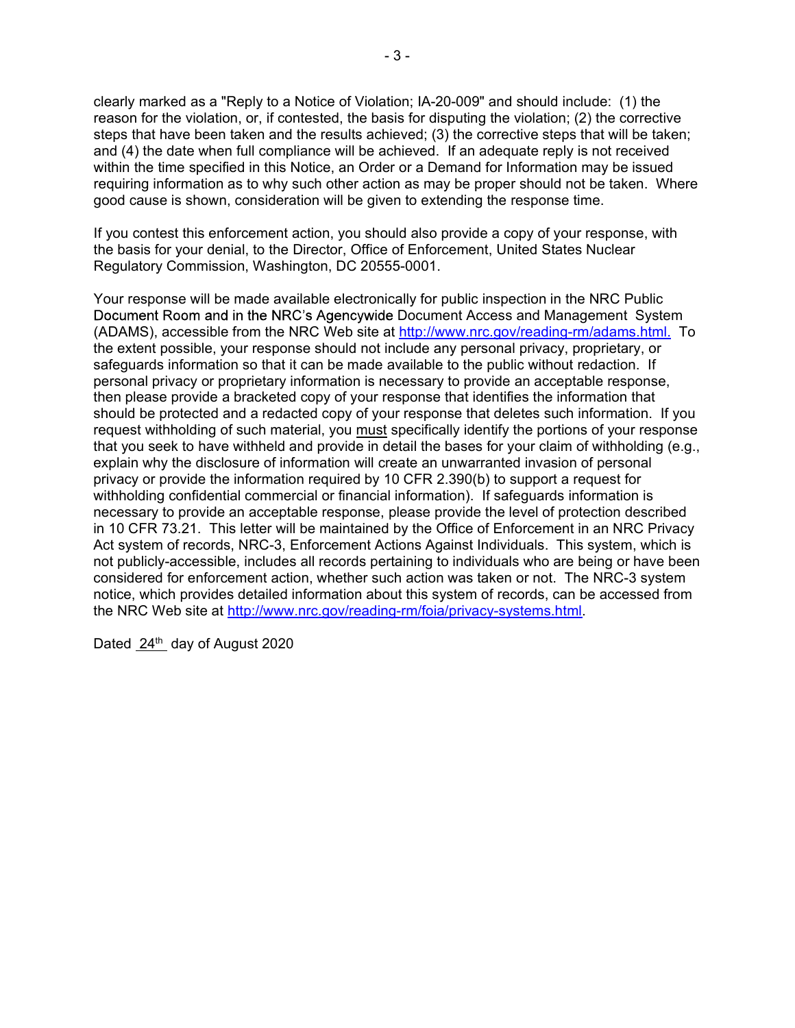clearly marked as a "Reply to a Notice of Violation; IA-20-009" and should include: (1) the reason for the violation, or, if contested, the basis for disputing the violation; (2) the corrective steps that have been taken and the results achieved; (3) the corrective steps that will be taken; and (4) the date when full compliance will be achieved. If an adequate reply is not received within the time specified in this Notice, an Order or a Demand for Information may be issued requiring information as to why such other action as may be proper should not be taken. Where good cause is shown, consideration will be given to extending the response time.

If you contest this enforcement action, you should also provide a copy of your response, with the basis for your denial, to the Director, Office of Enforcement, United States Nuclear Regulatory Commission, Washington, DC 20555-0001.

Your response will be made available electronically for public inspection in the NRC Public Document Room and in the NRC's Agencywide Document Access and Management System (ADAMS), accessible from the NRC Web site at http://www.nrc.gov/reading-rm/adams.html. To the extent possible, your response should not include any personal privacy, proprietary, or safeguards information so that it can be made available to the public without redaction. If personal privacy or proprietary information is necessary to provide an acceptable response, then please provide a bracketed copy of your response that identifies the information that should be protected and a redacted copy of your response that deletes such information. If you request withholding of such material, you must specifically identify the portions of your response that you seek to have withheld and provide in detail the bases for your claim of withholding (e.g., explain why the disclosure of information will create an unwarranted invasion of personal privacy or provide the information required by 10 CFR 2.390(b) to support a request for withholding confidential commercial or financial information). If safeguards information is necessary to provide an acceptable response, please provide the level of protection described in 10 CFR 73.21. This letter will be maintained by the Office of Enforcement in an NRC Privacy Act system of records, NRC-3, Enforcement Actions Against Individuals. This system, which is not publicly-accessible, includes all records pertaining to individuals who are being or have been considered for enforcement action, whether such action was taken or not. The NRC-3 system notice, which provides detailed information about this system of records, can be accessed from the NRC Web site at http://www.nrc.gov/reading-rm/foia/privacy-systems.html.

Dated 24th day of August 2020